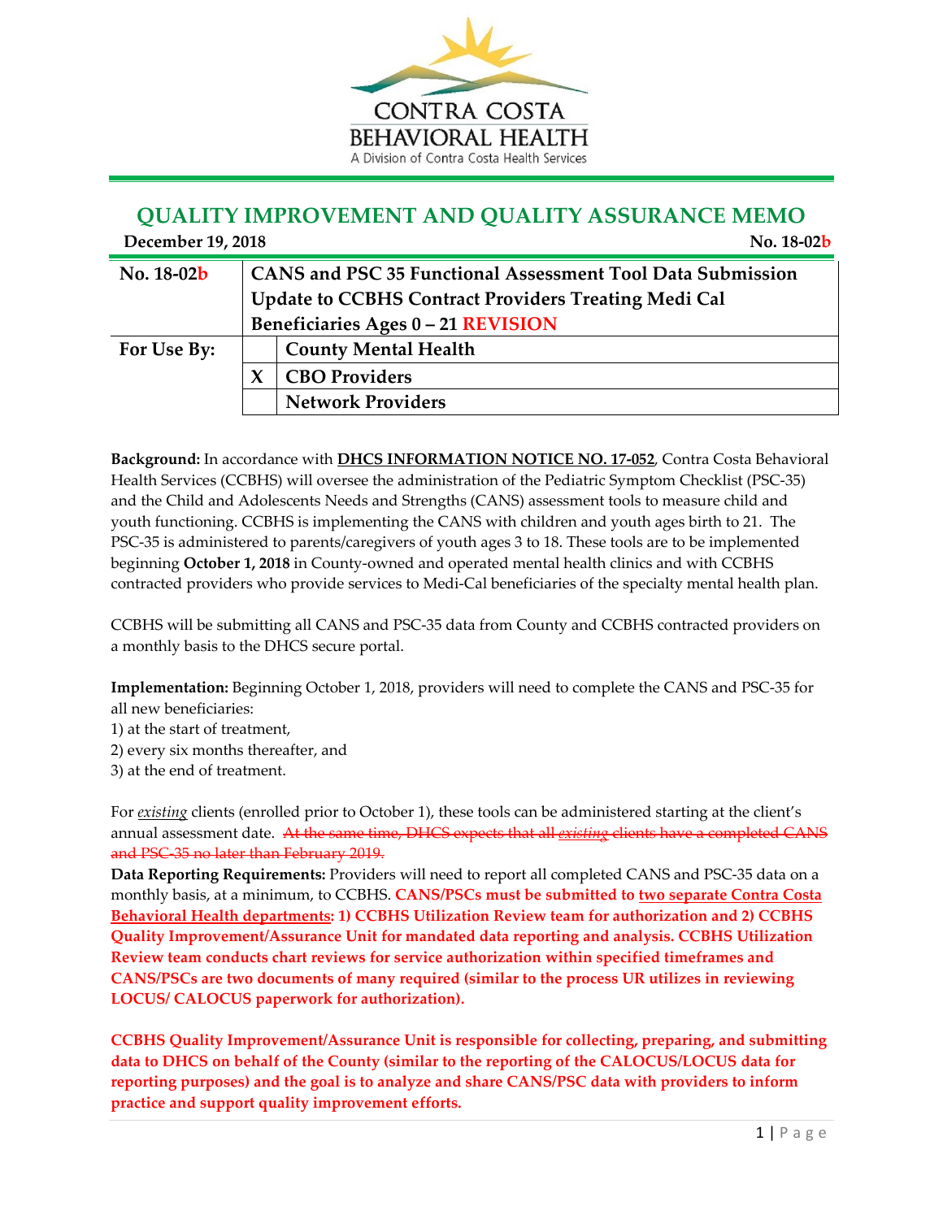CONTRA COSTA
BEHAVIORAL HEALTH
A Division of Contra Costa Health Services

# QUALITY IMPROVEMENT AND QUALITY ASSURANCE MEMO

**December 19, 2018** **No. 18-02b**

| **No. 18-02b** | **CANS and PSC 35 Functional Assessment Tool Data Submission Update to CCBHS Contract Providers Treating Medi Cal Beneficiaries Ages 0 – 21 REVISION** | |
|---|---|---|
| **For Use By:** | | **County Mental Health** |
| | **X** | **CBO Providers** |
| | | **Network Providers** |

**Background:** In accordance with **DHCS INFORMATION NOTICE NO. 17-052**, Contra Costa Behavioral Health Services (CCBHS) will oversee the administration of the Pediatric Symptom Checklist (PSC-35) and the Child and Adolescents Needs and Strengths (CANS) assessment tools to measure child and youth functioning. CCBHS is implementing the CANS with children and youth ages birth to 21. The PSC-35 is administered to parents/caregivers of youth ages 3 to 18. These tools are to be implemented beginning **October 1, 2018** in County-owned and operated mental health clinics and with CCBHS contracted providers who provide services to Medi-Cal beneficiaries of the specialty mental health plan.

CCBHS will be submitting all CANS and PSC-35 data from County and CCBHS contracted providers on a monthly basis to the DHCS secure portal.

**Implementation:** Beginning October 1, 2018, providers will need to complete the CANS and PSC-35 for all new beneficiaries:
1) at the start of treatment,
2) every six months thereafter, and
3) at the end of treatment.

For *existing* clients (enrolled prior to October 1), these tools can be administered starting at the client's annual assessment date. ~~At the same time, DHCS expects that all *existing* clients have a completed CANS and PSC-35 no later than February 2019.~~

**Data Reporting Requirements:** Providers will need to report all completed CANS and PSC-35 data on a monthly basis, at a minimum, to CCBHS. **CANS/PSCs must be submitted to two separate Contra Costa Behavioral Health departments: 1) CCBHS Utilization Review team for authorization and 2) CCBHS Quality Improvement/Assurance Unit for mandated data reporting and analysis. CCBHS Utilization Review team conducts chart reviews for service authorization within specified timeframes and CANS/PSCs are two documents of many required (similar to the process UR utilizes in reviewing LOCUS/ CALOCUS paperwork for authorization).**

**CCBHS Quality Improvement/Assurance Unit is responsible for collecting, preparing, and submitting data to DHCS on behalf of the County (similar to the reporting of the CALOCUS/LOCUS data for reporting purposes) and the goal is to analyze and share CANS/PSC data with providers to inform practice and support quality improvement efforts.**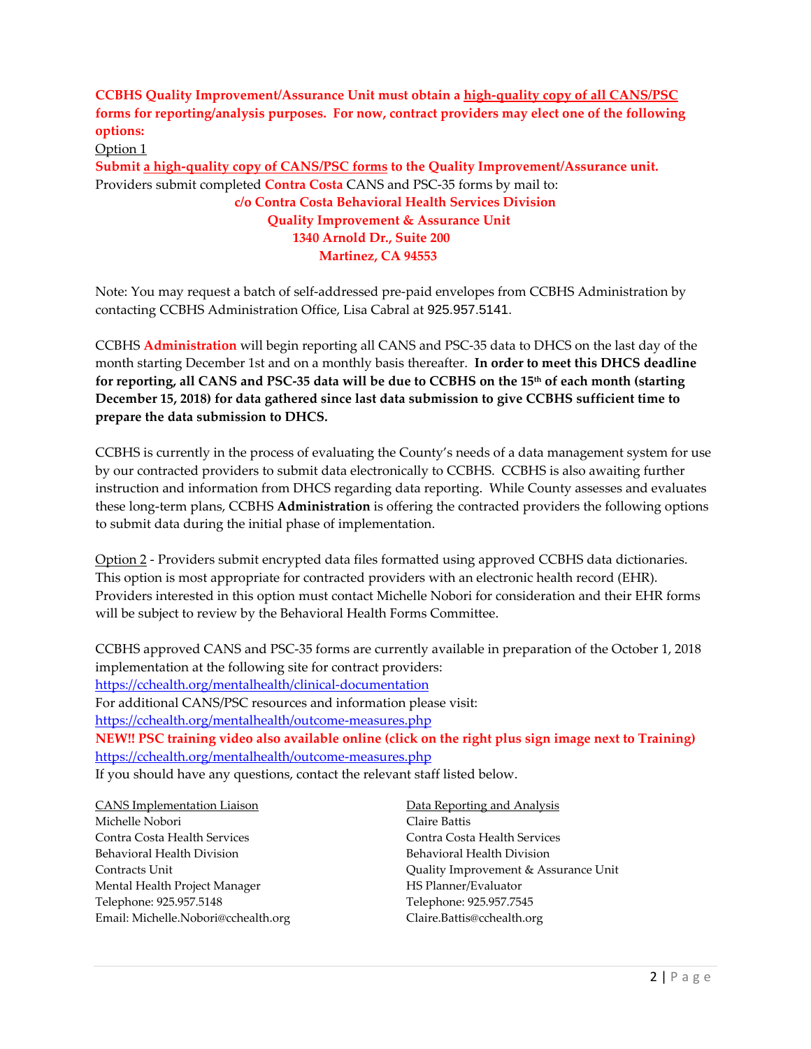**CCBHS Quality Improvement/Assurance Unit must obtain a high-quality copy of all CANS/PSC forms for reporting/analysis purposes. For now, contract providers may elect one of the following options:**

Option 1

**Submit a high-quality copy of CANS/PSC forms to the Quality Improvement/Assurance unit.**

Providers submit completed **Contra Costa** CANS and PSC-35 forms by mail to:

**c/o Contra Costa Behavioral Health Services Division**
**Quality Improvement & Assurance Unit**
**1340 Arnold Dr., Suite 200**
**Martinez, CA 94553**

Note: You may request a batch of self-addressed pre-paid envelopes from CCBHS Administration by contacting CCBHS Administration Office, Lisa Cabral at 925.957.5141.

CCBHS **Administration** will begin reporting all CANS and PSC-35 data to DHCS on the last day of the month starting December 1st and on a monthly basis thereafter. **In order to meet this DHCS deadline for reporting, all CANS and PSC-35 data will be due to CCBHS on the 15th of each month (starting December 15, 2018) for data gathered since last data submission to give CCBHS sufficient time to prepare the data submission to DHCS.**

CCBHS is currently in the process of evaluating the County's needs of a data management system for use by our contracted providers to submit data electronically to CCBHS. CCBHS is also awaiting further instruction and information from DHCS regarding data reporting. While County assesses and evaluates these long-term plans, CCBHS **Administration** is offering the contracted providers the following options to submit data during the initial phase of implementation.

Option 2 - Providers submit encrypted data files formatted using approved CCBHS data dictionaries. This option is most appropriate for contracted providers with an electronic health record (EHR). Providers interested in this option must contact Michelle Nobori for consideration and their EHR forms will be subject to review by the Behavioral Health Forms Committee.

CCBHS approved CANS and PSC-35 forms are currently available in preparation of the October 1, 2018 implementation at the following site for contract providers:
https://cchealth.org/mentalhealth/clinical-documentation
For additional CANS/PSC resources and information please visit:
https://cchealth.org/mentalhealth/outcome-measures.php
**NEW!! PSC training video also available online (click on the right plus sign image next to Training)**
https://cchealth.org/mentalhealth/outcome-measures.php
If you should have any questions, contact the relevant staff listed below.

CANS Implementation Liaison
Michelle Nobori
Contra Costa Health Services
Behavioral Health Division
Contracts Unit
Mental Health Project Manager
Telephone: 925.957.5148
Email: Michelle.Nobori@cchealth.org

Data Reporting and Analysis
Claire Battis
Contra Costa Health Services
Behavioral Health Division
Quality Improvement & Assurance Unit
HS Planner/Evaluator
Telephone: 925.957.7545
Claire.Battis@cchealth.org